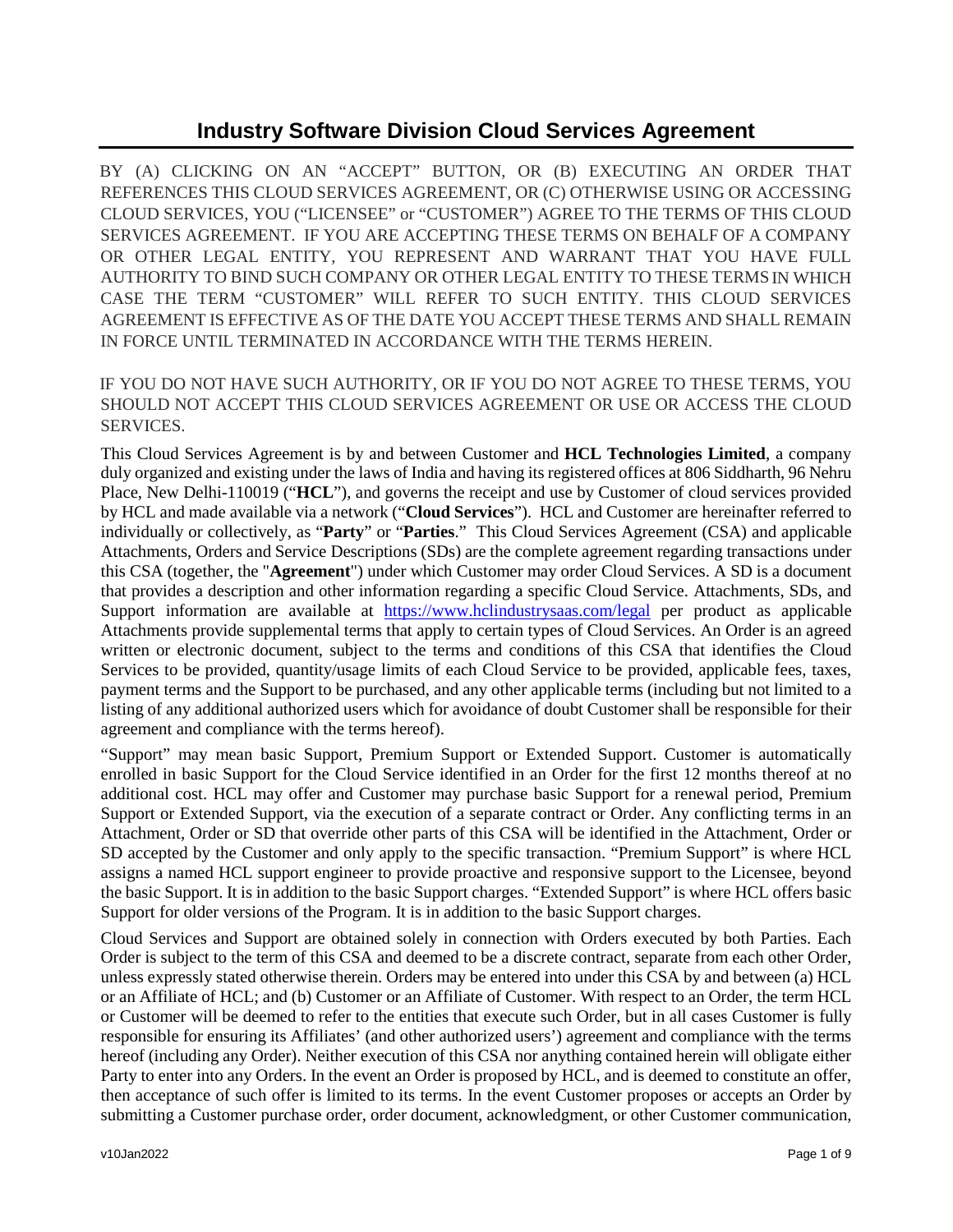# Industry Software Division Cloud Services Agreement

BY (A) CLICKING ON AN "ACCEPT" BUTTON, OR (B) EXECUTING AN ORDER THAT REFERENCES THIS CLOUD SERVICES AGREEMENT, OR (C) OTHERWISE USING OR ACCESSING CLOUD SERVICES, YOU ("LICENSEE" or "CUSTOMER") AGREE TO THE TERMS OF THIS CLOUD SERVICES AGREEMENT. IF YOU ARE ACCEPTING THESE TERMS ON BEHALF OF A COMPANY OR OTHER LEGAL ENTITY, YOU REPRESENT AND WARRANT THAT YOU HAVE FULL AUTHORITY TO BIND SUCH COMPANY OR OTHER LEGAL ENTITY TO THESE TERMS IN WHICH CASE THE TERM "CUSTOMER" WILL REFER TO SUCH ENTITY. THIS CLOUD SERVICES AGREEMENT IS EFFECTIVE AS OF THE DATE YOU ACCEPT THESE TERMS AND SHALL REMAIN IN FORCE UNTIL TERMINATED IN ACCORDANCE WITH THE TERMS HEREIN.

IF YOU DO NOT HAVE SUCH AUTHORITY, OR IF YOU DO NOT AGREE TO THESE TERMS, YOU SHOULD NOT ACCEPT THIS CLOUD SERVICES AGREEMENT OR USE OR ACCESS THE CLOUD SERVICES.

This Cloud Services Agreement is by and between Customer and **HCL Technologies Limited**, a company duly organized and existing under the laws of India and having its registered offices at 806 Siddharth, 96 Nehru Place, New Delhi-110019 ("**HCL**"), and governs the receipt and use by Customer of cloud services provided by HCL and made available via a network ("**Cloud Services**"). HCL and Customer are hereinafter referred to individually or collectively, as "**Party**" or "**Parties**." This Cloud Services Agreement (CSA) and applicable Attachments, Orders and Service Descriptions (SDs) are the complete agreement regarding transactions under this CSA (together, the "**Agreement**") under which Customer may order Cloud Services. A SD is a document that provides a description and other information regarding a specific Cloud Service. Attachments, SDs, and Support information are available at https://www.hclindustrysaas.com/legal per product as applicable Attachments provide supplemental terms that apply to certain types of Cloud Services. An Order is an agreed written or electronic document, subject to the terms and conditions of this CSA that identifies the Cloud Services to be provided, quantity/usage limits of each Cloud Service to be provided, applicable fees, taxes, payment terms and the Support to be purchased, and any other applicable terms (including but not limited to a listing of any additional authorized users which for avoidance of doubt Customer shall be responsible for their agreement and compliance with the terms hereof).

"Support" may mean basic Support, Premium Support or Extended Support. Customer is automatically enrolled in basic Support for the Cloud Service identified in an Order for the first 12 months thereof at no additional cost. HCL may offer and Customer may purchase basic Support for a renewal period, Premium Support or Extended Support, via the execution of a separate contract or Order. Any conflicting terms in an Attachment, Order or SD that override other parts of this CSA will be identified in the Attachment, Order or SD accepted by the Customer and only apply to the specific transaction. "Premium Support" is where HCL assigns a named HCL support engineer to provide proactive and responsive support to the Licensee, beyond the basic Support. It is in addition to the basic Support charges. "Extended Support" is where HCL offers basic Support for older versions of the Program. It is in addition to the basic Support charges.

Cloud Services and Support are obtained solely in connection with Orders executed by both Parties. Each Order is subject to the term of this CSA and deemed to be a discrete contract, separate from each other Order, unless expressly stated otherwise therein. Orders may be entered into under this CSA by and between (a) HCL or an Affiliate of HCL; and (b) Customer or an Affiliate of Customer. With respect to an Order, the term HCL or Customer will be deemed to refer to the entities that execute such Order, but in all cases Customer is fully responsible for ensuring its Affiliates' (and other authorized users') agreement and compliance with the terms hereof (including any Order). Neither execution of this CSA nor anything contained herein will obligate either Party to enter into any Orders. In the event an Order is proposed by HCL, and is deemed to constitute an offer, then acceptance of such offer is limited to its terms. In the event Customer proposes or accepts an Order by submitting a Customer purchase order, order document, acknowledgment, or other Customer communication,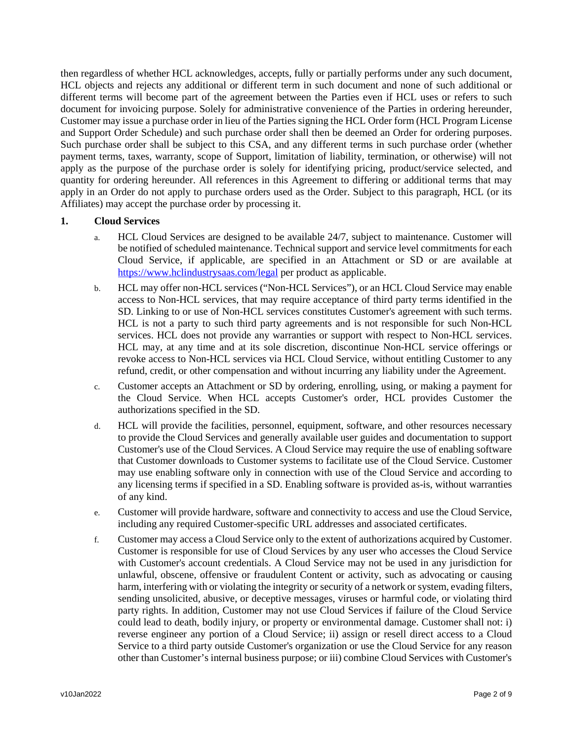then regardless of whether HCL acknowledges, accepts, fully or partially performs under any such document, HCL objects and rejects any additional or different term in such document and none of such additional or different terms will become part of the agreement between the Parties even if HCL uses or refers to such document for invoicing purpose. Solely for administrative convenience of the Parties in ordering hereunder, Customer may issue a purchase order in lieu of the Parties signing the HCL Order form (HCL Program License and Support Order Schedule) and such purchase order shall then be deemed an Order for ordering purposes. Such purchase order shall be subject to this CSA, and any different terms in such purchase order (whether payment terms, taxes, warranty, scope of Support, limitation of liability, termination, or otherwise) will not apply as the purpose of the purchase order is solely for identifying pricing, product/service selected, and quantity for ordering hereunder. All references in this Agreement to differing or additional terms that may apply in an Order do not apply to purchase orders used as the Order. Subject to this paragraph, HCL (or its Affiliates) may accept the purchase order by processing it.

**1. Cloud Services**

a. HCL Cloud Services are designed to be available 24/7, subject to maintenance. Customer will be notified of scheduled maintenance. Technical support and service level commitments for each Cloud Service, if applicable, are specified in an Attachment or SD or are available at https://www.hclindustrysaas.com/legal per product as applicable.

b. HCL may offer non-HCL services ("Non-HCL Services"), or an HCL Cloud Service may enable access to Non-HCL services, that may require acceptance of third party terms identified in the SD. Linking to or use of Non-HCL services constitutes Customer's agreement with such terms. HCL is not a party to such third party agreements and is not responsible for such Non-HCL services. HCL does not provide any warranties or support with respect to Non-HCL services. HCL may, at any time and at its sole discretion, discontinue Non-HCL service offerings or revoke access to Non-HCL services via HCL Cloud Service, without entitling Customer to any refund, credit, or other compensation and without incurring any liability under the Agreement.

c. Customer accepts an Attachment or SD by ordering, enrolling, using, or making a payment for the Cloud Service. When HCL accepts Customer's order, HCL provides Customer the authorizations specified in the SD.

d. HCL will provide the facilities, personnel, equipment, software, and other resources necessary to provide the Cloud Services and generally available user guides and documentation to support Customer's use of the Cloud Services. A Cloud Service may require the use of enabling software that Customer downloads to Customer systems to facilitate use of the Cloud Service. Customer may use enabling software only in connection with use of the Cloud Service and according to any licensing terms if specified in a SD. Enabling software is provided as-is, without warranties of any kind.

e. Customer will provide hardware, software and connectivity to access and use the Cloud Service, including any required Customer-specific URL addresses and associated certificates.

f. Customer may access a Cloud Service only to the extent of authorizations acquired by Customer. Customer is responsible for use of Cloud Services by any user who accesses the Cloud Service with Customer's account credentials. A Cloud Service may not be used in any jurisdiction for unlawful, obscene, offensive or fraudulent Content or activity, such as advocating or causing harm, interfering with or violating the integrity or security of a network or system, evading filters, sending unsolicited, abusive, or deceptive messages, viruses or harmful code, or violating third party rights. In addition, Customer may not use Cloud Services if failure of the Cloud Service could lead to death, bodily injury, or property or environmental damage. Customer shall not: i) reverse engineer any portion of a Cloud Service; ii) assign or resell direct access to a Cloud Service to a third party outside Customer's organization or use the Cloud Service for any reason other than Customer's internal business purpose; or iii) combine Cloud Services with Customer's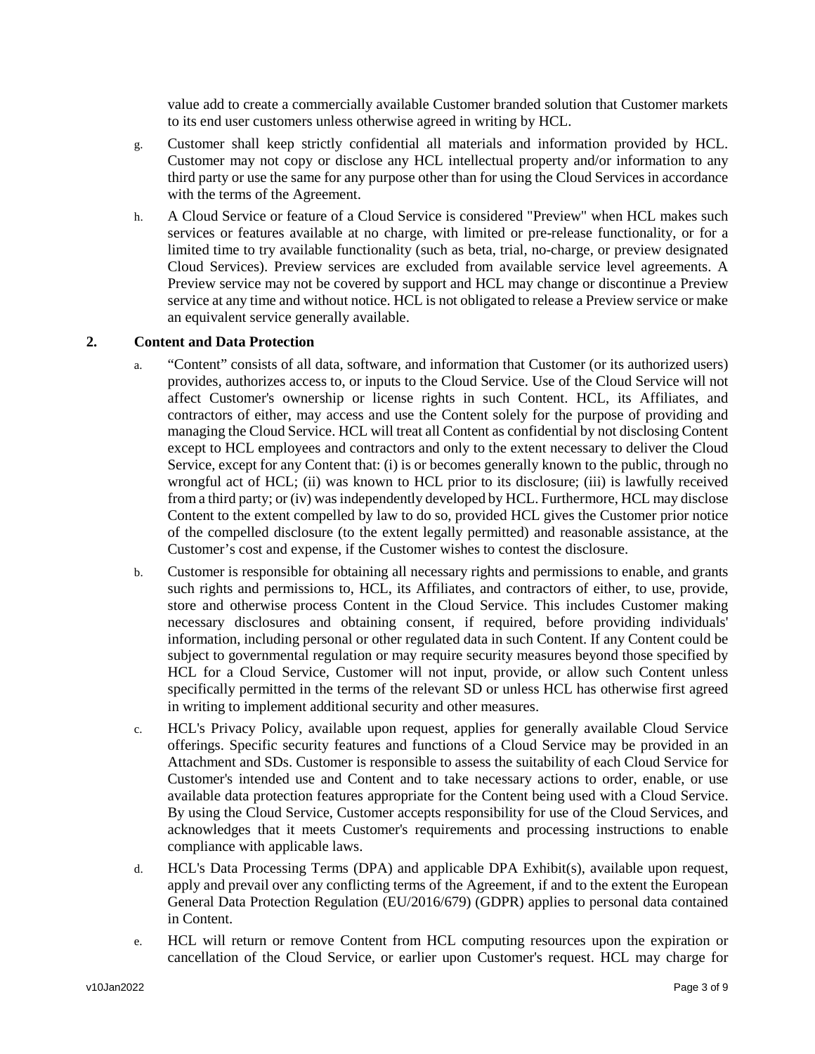value add to create a commercially available Customer branded solution that Customer markets to its end user customers unless otherwise agreed in writing by HCL.

g. Customer shall keep strictly confidential all materials and information provided by HCL. Customer may not copy or disclose any HCL intellectual property and/or information to any third party or use the same for any purpose other than for using the Cloud Services in accordance with the terms of the Agreement.

h. A Cloud Service or feature of a Cloud Service is considered "Preview" when HCL makes such services or features available at no charge, with limited or pre-release functionality, or for a limited time to try available functionality (such as beta, trial, no-charge, or preview designated Cloud Services). Preview services are excluded from available service level agreements. A Preview service may not be covered by support and HCL may change or discontinue a Preview service at any time and without notice. HCL is not obligated to release a Preview service or make an equivalent service generally available.

## 2. Content and Data Protection

a. “Content” consists of all data, software, and information that Customer (or its authorized users) provides, authorizes access to, or inputs to the Cloud Service. Use of the Cloud Service will not affect Customer's ownership or license rights in such Content. HCL, its Affiliates, and contractors of either, may access and use the Content solely for the purpose of providing and managing the Cloud Service. HCL will treat all Content as confidential by not disclosing Content except to HCL employees and contractors and only to the extent necessary to deliver the Cloud Service, except for any Content that: (i) is or becomes generally known to the public, through no wrongful act of HCL; (ii) was known to HCL prior to its disclosure; (iii) is lawfully received from a third party; or (iv) was independently developed by HCL. Furthermore, HCL may disclose Content to the extent compelled by law to do so, provided HCL gives the Customer prior notice of the compelled disclosure (to the extent legally permitted) and reasonable assistance, at the Customer’s cost and expense, if the Customer wishes to contest the disclosure.

b. Customer is responsible for obtaining all necessary rights and permissions to enable, and grants such rights and permissions to, HCL, its Affiliates, and contractors of either, to use, provide, store and otherwise process Content in the Cloud Service. This includes Customer making necessary disclosures and obtaining consent, if required, before providing individuals' information, including personal or other regulated data in such Content. If any Content could be subject to governmental regulation or may require security measures beyond those specified by HCL for a Cloud Service, Customer will not input, provide, or allow such Content unless specifically permitted in the terms of the relevant SD or unless HCL has otherwise first agreed in writing to implement additional security and other measures.

c. HCL's Privacy Policy, available upon request, applies for generally available Cloud Service offerings. Specific security features and functions of a Cloud Service may be provided in an Attachment and SDs. Customer is responsible to assess the suitability of each Cloud Service for Customer's intended use and Content and to take necessary actions to order, enable, or use available data protection features appropriate for the Content being used with a Cloud Service. By using the Cloud Service, Customer accepts responsibility for use of the Cloud Services, and acknowledges that it meets Customer's requirements and processing instructions to enable compliance with applicable laws.

d. HCL's Data Processing Terms (DPA) and applicable DPA Exhibit(s), available upon request, apply and prevail over any conflicting terms of the Agreement, if and to the extent the European General Data Protection Regulation (EU/2016/679) (GDPR) applies to personal data contained in Content.

e. HCL will return or remove Content from HCL computing resources upon the expiration or cancellation of the Cloud Service, or earlier upon Customer's request. HCL may charge for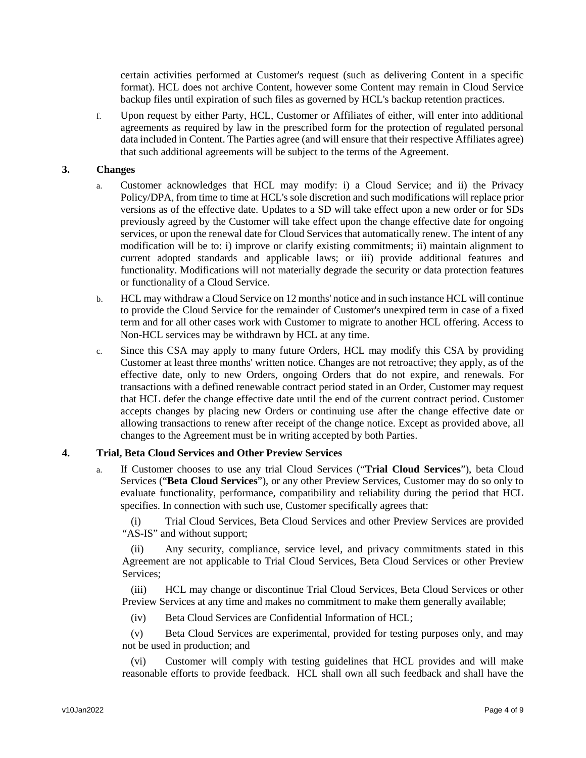certain activities performed at Customer's request (such as delivering Content in a specific format). HCL does not archive Content, however some Content may remain in Cloud Service backup files until expiration of such files as governed by HCL's backup retention practices.

f. Upon request by either Party, HCL, Customer or Affiliates of either, will enter into additional agreements as required by law in the prescribed form for the protection of regulated personal data included in Content. The Parties agree (and will ensure that their respective Affiliates agree) that such additional agreements will be subject to the terms of the Agreement.

## 3. Changes

a. Customer acknowledges that HCL may modify: i) a Cloud Service; and ii) the Privacy Policy/DPA, from time to time at HCL's sole discretion and such modifications will replace prior versions as of the effective date. Updates to a SD will take effect upon a new order or for SDs previously agreed by the Customer will take effect upon the change effective date for ongoing services, or upon the renewal date for Cloud Services that automatically renew. The intent of any modification will be to: i) improve or clarify existing commitments; ii) maintain alignment to current adopted standards and applicable laws; or iii) provide additional features and functionality. Modifications will not materially degrade the security or data protection features or functionality of a Cloud Service.

b. HCL may withdraw a Cloud Service on 12 months' notice and in such instance HCL will continue to provide the Cloud Service for the remainder of Customer's unexpired term in case of a fixed term and for all other cases work with Customer to migrate to another HCL offering. Access to Non-HCL services may be withdrawn by HCL at any time.

c. Since this CSA may apply to many future Orders, HCL may modify this CSA by providing Customer at least three months' written notice. Changes are not retroactive; they apply, as of the effective date, only to new Orders, ongoing Orders that do not expire, and renewals. For transactions with a defined renewable contract period stated in an Order, Customer may request that HCL defer the change effective date until the end of the current contract period. Customer accepts changes by placing new Orders or continuing use after the change effective date or allowing transactions to renew after receipt of the change notice. Except as provided above, all changes to the Agreement must be in writing accepted by both Parties.

## 4. Trial, Beta Cloud Services and Other Preview Services

a. If Customer chooses to use any trial Cloud Services ("**Trial Cloud Services**"), beta Cloud Services ("**Beta Cloud Services**"), or any other Preview Services, Customer may do so only to evaluate functionality, performance, compatibility and reliability during the period that HCL specifies. In connection with such use, Customer specifically agrees that:

(i) Trial Cloud Services, Beta Cloud Services and other Preview Services are provided "AS-IS" and without support;

(ii) Any security, compliance, service level, and privacy commitments stated in this Agreement are not applicable to Trial Cloud Services, Beta Cloud Services or other Preview Services;

(iii) HCL may change or discontinue Trial Cloud Services, Beta Cloud Services or other Preview Services at any time and makes no commitment to make them generally available;

(iv) Beta Cloud Services are Confidential Information of HCL;

(v) Beta Cloud Services are experimental, provided for testing purposes only, and may not be used in production; and

(vi) Customer will comply with testing guidelines that HCL provides and will make reasonable efforts to provide feedback. HCL shall own all such feedback and shall have the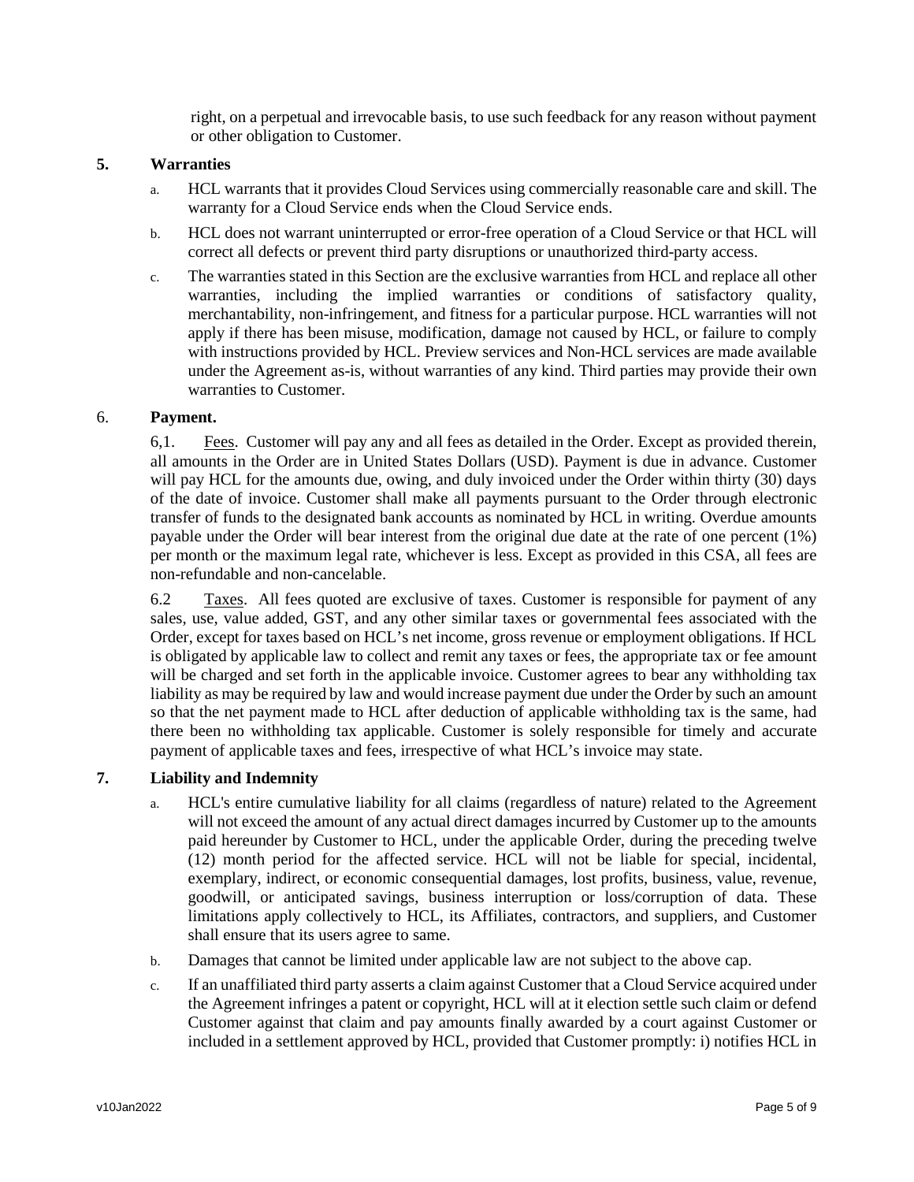right, on a perpetual and irrevocable basis, to use such feedback for any reason without payment or other obligation to Customer.

## 5. Warranties

a. HCL warrants that it provides Cloud Services using commercially reasonable care and skill. The warranty for a Cloud Service ends when the Cloud Service ends.

b. HCL does not warrant uninterrupted or error-free operation of a Cloud Service or that HCL will correct all defects or prevent third party disruptions or unauthorized third-party access.

c. The warranties stated in this Section are the exclusive warranties from HCL and replace all other warranties, including the implied warranties or conditions of satisfactory quality, merchantability, non-infringement, and fitness for a particular purpose. HCL warranties will not apply if there has been misuse, modification, damage not caused by HCL, or failure to comply with instructions provided by HCL. Preview services and Non-HCL services are made available under the Agreement as-is, without warranties of any kind. Third parties may provide their own warranties to Customer.

## 6. Payment.

6,1. Fees. Customer will pay any and all fees as detailed in the Order. Except as provided therein, all amounts in the Order are in United States Dollars (USD). Payment is due in advance. Customer will pay HCL for the amounts due, owing, and duly invoiced under the Order within thirty (30) days of the date of invoice. Customer shall make all payments pursuant to the Order through electronic transfer of funds to the designated bank accounts as nominated by HCL in writing. Overdue amounts payable under the Order will bear interest from the original due date at the rate of one percent (1%) per month or the maximum legal rate, whichever is less. Except as provided in this CSA, all fees are non-refundable and non-cancelable.

6.2 Taxes. All fees quoted are exclusive of taxes. Customer is responsible for payment of any sales, use, value added, GST, and any other similar taxes or governmental fees associated with the Order, except for taxes based on HCL's net income, gross revenue or employment obligations. If HCL is obligated by applicable law to collect and remit any taxes or fees, the appropriate tax or fee amount will be charged and set forth in the applicable invoice. Customer agrees to bear any withholding tax liability as may be required by law and would increase payment due under the Order by such an amount so that the net payment made to HCL after deduction of applicable withholding tax is the same, had there been no withholding tax applicable. Customer is solely responsible for timely and accurate payment of applicable taxes and fees, irrespective of what HCL's invoice may state.

## 7. Liability and Indemnity

a. HCL's entire cumulative liability for all claims (regardless of nature) related to the Agreement will not exceed the amount of any actual direct damages incurred by Customer up to the amounts paid hereunder by Customer to HCL, under the applicable Order, during the preceding twelve (12) month period for the affected service. HCL will not be liable for special, incidental, exemplary, indirect, or economic consequential damages, lost profits, business, value, revenue, goodwill, or anticipated savings, business interruption or loss/corruption of data. These limitations apply collectively to HCL, its Affiliates, contractors, and suppliers, and Customer shall ensure that its users agree to same.

b. Damages that cannot be limited under applicable law are not subject to the above cap.

c. If an unaffiliated third party asserts a claim against Customer that a Cloud Service acquired under the Agreement infringes a patent or copyright, HCL will at it election settle such claim or defend Customer against that claim and pay amounts finally awarded by a court against Customer or included in a settlement approved by HCL, provided that Customer promptly: i) notifies HCL in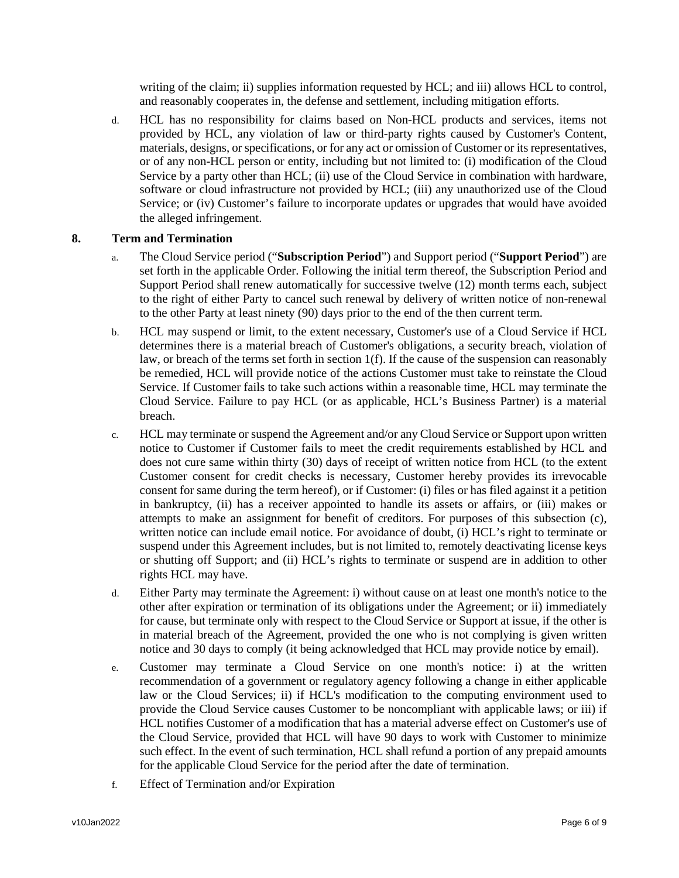writing of the claim; ii) supplies information requested by HCL; and iii) allows HCL to control, and reasonably cooperates in, the defense and settlement, including mitigation efforts.

d. HCL has no responsibility for claims based on Non-HCL products and services, items not provided by HCL, any violation of law or third-party rights caused by Customer's Content, materials, designs, or specifications, or for any act or omission of Customer or its representatives, or of any non-HCL person or entity, including but not limited to: (i) modification of the Cloud Service by a party other than HCL; (ii) use of the Cloud Service in combination with hardware, software or cloud infrastructure not provided by HCL; (iii) any unauthorized use of the Cloud Service; or (iv) Customer's failure to incorporate updates or upgrades that would have avoided the alleged infringement.

## 8. Term and Termination

a. The Cloud Service period ("**Subscription Period**") and Support period ("**Support Period**") are set forth in the applicable Order. Following the initial term thereof, the Subscription Period and Support Period shall renew automatically for successive twelve (12) month terms each, subject to the right of either Party to cancel such renewal by delivery of written notice of non-renewal to the other Party at least ninety (90) days prior to the end of the then current term.

b. HCL may suspend or limit, to the extent necessary, Customer's use of a Cloud Service if HCL determines there is a material breach of Customer's obligations, a security breach, violation of law, or breach of the terms set forth in section 1(f). If the cause of the suspension can reasonably be remedied, HCL will provide notice of the actions Customer must take to reinstate the Cloud Service. If Customer fails to take such actions within a reasonable time, HCL may terminate the Cloud Service. Failure to pay HCL (or as applicable, HCL's Business Partner) is a material breach.

c. HCL may terminate or suspend the Agreement and/or any Cloud Service or Support upon written notice to Customer if Customer fails to meet the credit requirements established by HCL and does not cure same within thirty (30) days of receipt of written notice from HCL (to the extent Customer consent for credit checks is necessary, Customer hereby provides its irrevocable consent for same during the term hereof), or if Customer: (i) files or has filed against it a petition in bankruptcy, (ii) has a receiver appointed to handle its assets or affairs, or (iii) makes or attempts to make an assignment for benefit of creditors. For purposes of this subsection (c), written notice can include email notice. For avoidance of doubt, (i) HCL's right to terminate or suspend under this Agreement includes, but is not limited to, remotely deactivating license keys or shutting off Support; and (ii) HCL's rights to terminate or suspend are in addition to other rights HCL may have.

d. Either Party may terminate the Agreement: i) without cause on at least one month's notice to the other after expiration or termination of its obligations under the Agreement; or ii) immediately for cause, but terminate only with respect to the Cloud Service or Support at issue, if the other is in material breach of the Agreement, provided the one who is not complying is given written notice and 30 days to comply (it being acknowledged that HCL may provide notice by email).

e. Customer may terminate a Cloud Service on one month's notice: i) at the written recommendation of a government or regulatory agency following a change in either applicable law or the Cloud Services; ii) if HCL's modification to the computing environment used to provide the Cloud Service causes Customer to be noncompliant with applicable laws; or iii) if HCL notifies Customer of a modification that has a material adverse effect on Customer's use of the Cloud Service, provided that HCL will have 90 days to work with Customer to minimize such effect. In the event of such termination, HCL shall refund a portion of any prepaid amounts for the applicable Cloud Service for the period after the date of termination.

f. Effect of Termination and/or Expiration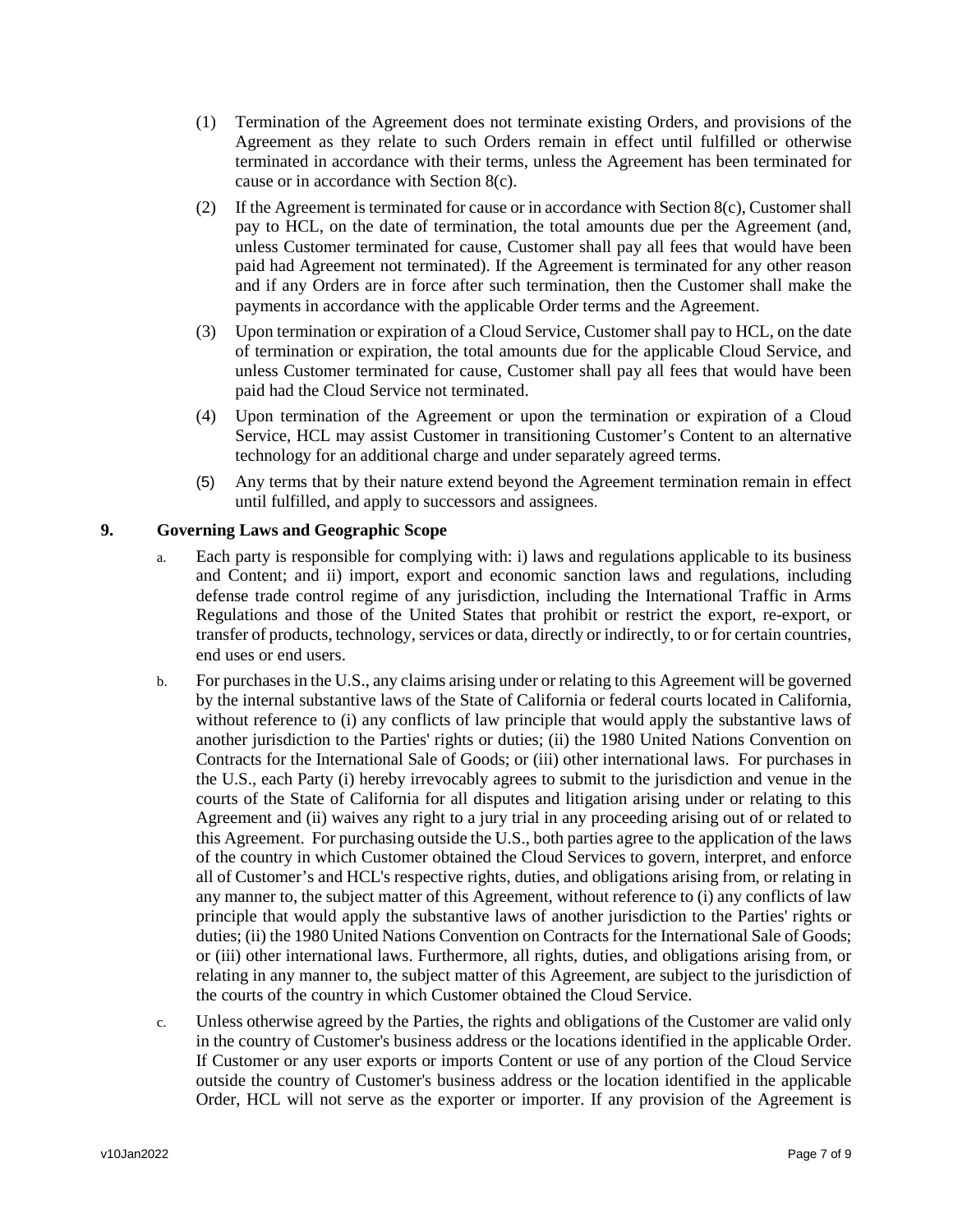(1) Termination of the Agreement does not terminate existing Orders, and provisions of the Agreement as they relate to such Orders remain in effect until fulfilled or otherwise terminated in accordance with their terms, unless the Agreement has been terminated for cause or in accordance with Section 8(c).

(2) If the Agreement is terminated for cause or in accordance with Section 8(c), Customer shall pay to HCL, on the date of termination, the total amounts due per the Agreement (and, unless Customer terminated for cause, Customer shall pay all fees that would have been paid had Agreement not terminated). If the Agreement is terminated for any other reason and if any Orders are in force after such termination, then the Customer shall make the payments in accordance with the applicable Order terms and the Agreement.

(3) Upon termination or expiration of a Cloud Service, Customer shall pay to HCL, on the date of termination or expiration, the total amounts due for the applicable Cloud Service, and unless Customer terminated for cause, Customer shall pay all fees that would have been paid had the Cloud Service not terminated.

(4) Upon termination of the Agreement or upon the termination or expiration of a Cloud Service, HCL may assist Customer in transitioning Customer's Content to an alternative technology for an additional charge and under separately agreed terms.

(5) Any terms that by their nature extend beyond the Agreement termination remain in effect until fulfilled, and apply to successors and assignees.

## 9. Governing Laws and Geographic Scope

a. Each party is responsible for complying with: i) laws and regulations applicable to its business and Content; and ii) import, export and economic sanction laws and regulations, including defense trade control regime of any jurisdiction, including the International Traffic in Arms Regulations and those of the United States that prohibit or restrict the export, re-export, or transfer of products, technology, services or data, directly or indirectly, to or for certain countries, end uses or end users.

b. For purchases in the U.S., any claims arising under or relating to this Agreement will be governed by the internal substantive laws of the State of California or federal courts located in California, without reference to (i) any conflicts of law principle that would apply the substantive laws of another jurisdiction to the Parties' rights or duties; (ii) the 1980 United Nations Convention on Contracts for the International Sale of Goods; or (iii) other international laws. For purchases in the U.S., each Party (i) hereby irrevocably agrees to submit to the jurisdiction and venue in the courts of the State of California for all disputes and litigation arising under or relating to this Agreement and (ii) waives any right to a jury trial in any proceeding arising out of or related to this Agreement. For purchasing outside the U.S., both parties agree to the application of the laws of the country in which Customer obtained the Cloud Services to govern, interpret, and enforce all of Customer's and HCL's respective rights, duties, and obligations arising from, or relating in any manner to, the subject matter of this Agreement, without reference to (i) any conflicts of law principle that would apply the substantive laws of another jurisdiction to the Parties' rights or duties; (ii) the 1980 United Nations Convention on Contracts for the International Sale of Goods; or (iii) other international laws. Furthermore, all rights, duties, and obligations arising from, or relating in any manner to, the subject matter of this Agreement, are subject to the jurisdiction of the courts of the country in which Customer obtained the Cloud Service.

c. Unless otherwise agreed by the Parties, the rights and obligations of the Customer are valid only in the country of Customer's business address or the locations identified in the applicable Order. If Customer or any user exports or imports Content or use of any portion of the Cloud Service outside the country of Customer's business address or the location identified in the applicable Order, HCL will not serve as the exporter or importer. If any provision of the Agreement is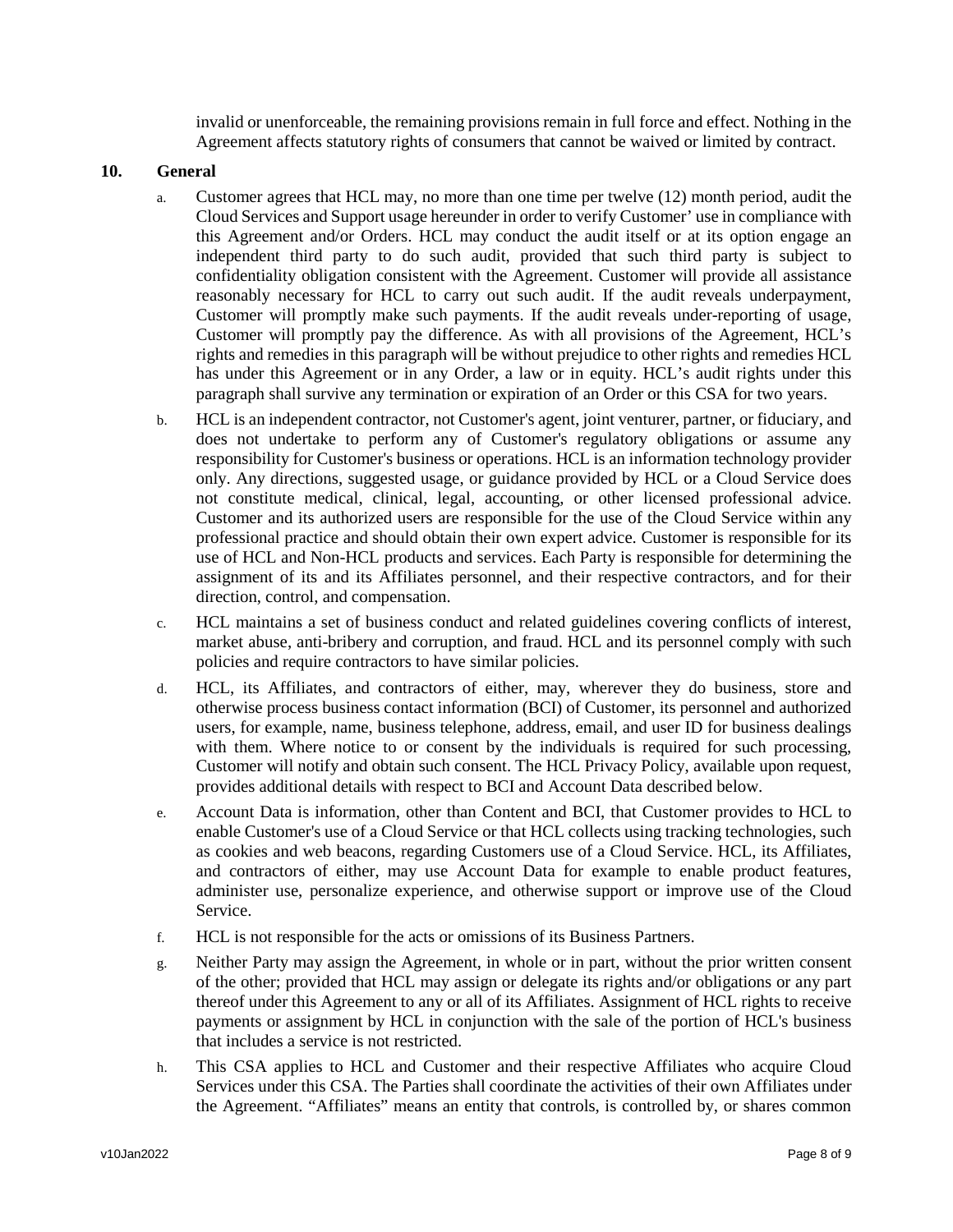invalid or unenforceable, the remaining provisions remain in full force and effect. Nothing in the Agreement affects statutory rights of consumers that cannot be waived or limited by contract.

## 10. General

a. Customer agrees that HCL may, no more than one time per twelve (12) month period, audit the Cloud Services and Support usage hereunder in order to verify Customer' use in compliance with this Agreement and/or Orders. HCL may conduct the audit itself or at its option engage an independent third party to do such audit, provided that such third party is subject to confidentiality obligation consistent with the Agreement. Customer will provide all assistance reasonably necessary for HCL to carry out such audit. If the audit reveals underpayment, Customer will promptly make such payments. If the audit reveals under-reporting of usage, Customer will promptly pay the difference. As with all provisions of the Agreement, HCL's rights and remedies in this paragraph will be without prejudice to other rights and remedies HCL has under this Agreement or in any Order, a law or in equity. HCL's audit rights under this paragraph shall survive any termination or expiration of an Order or this CSA for two years.

b. HCL is an independent contractor, not Customer's agent, joint venturer, partner, or fiduciary, and does not undertake to perform any of Customer's regulatory obligations or assume any responsibility for Customer's business or operations. HCL is an information technology provider only. Any directions, suggested usage, or guidance provided by HCL or a Cloud Service does not constitute medical, clinical, legal, accounting, or other licensed professional advice. Customer and its authorized users are responsible for the use of the Cloud Service within any professional practice and should obtain their own expert advice. Customer is responsible for its use of HCL and Non-HCL products and services. Each Party is responsible for determining the assignment of its and its Affiliates personnel, and their respective contractors, and for their direction, control, and compensation.

c. HCL maintains a set of business conduct and related guidelines covering conflicts of interest, market abuse, anti-bribery and corruption, and fraud. HCL and its personnel comply with such policies and require contractors to have similar policies.

d. HCL, its Affiliates, and contractors of either, may, wherever they do business, store and otherwise process business contact information (BCI) of Customer, its personnel and authorized users, for example, name, business telephone, address, email, and user ID for business dealings with them. Where notice to or consent by the individuals is required for such processing, Customer will notify and obtain such consent. The HCL Privacy Policy, available upon request, provides additional details with respect to BCI and Account Data described below.

e. Account Data is information, other than Content and BCI, that Customer provides to HCL to enable Customer's use of a Cloud Service or that HCL collects using tracking technologies, such as cookies and web beacons, regarding Customers use of a Cloud Service. HCL, its Affiliates, and contractors of either, may use Account Data for example to enable product features, administer use, personalize experience, and otherwise support or improve use of the Cloud Service.

f. HCL is not responsible for the acts or omissions of its Business Partners.

g. Neither Party may assign the Agreement, in whole or in part, without the prior written consent of the other; provided that HCL may assign or delegate its rights and/or obligations or any part thereof under this Agreement to any or all of its Affiliates. Assignment of HCL rights to receive payments or assignment by HCL in conjunction with the sale of the portion of HCL's business that includes a service is not restricted.

h. This CSA applies to HCL and Customer and their respective Affiliates who acquire Cloud Services under this CSA. The Parties shall coordinate the activities of their own Affiliates under the Agreement. "Affiliates" means an entity that controls, is controlled by, or shares common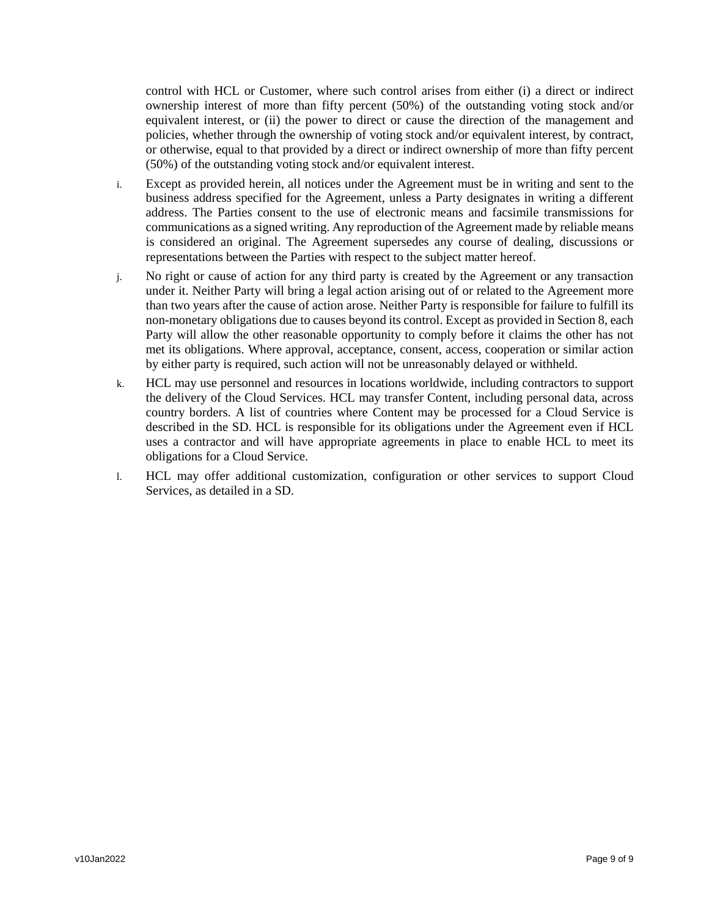control with HCL or Customer, where such control arises from either (i) a direct or indirect ownership interest of more than fifty percent (50%) of the outstanding voting stock and/or equivalent interest, or (ii) the power to direct or cause the direction of the management and policies, whether through the ownership of voting stock and/or equivalent interest, by contract, or otherwise, equal to that provided by a direct or indirect ownership of more than fifty percent (50%) of the outstanding voting stock and/or equivalent interest.

i. Except as provided herein, all notices under the Agreement must be in writing and sent to the business address specified for the Agreement, unless a Party designates in writing a different address. The Parties consent to the use of electronic means and facsimile transmissions for communications as a signed writing. Any reproduction of the Agreement made by reliable means is considered an original. The Agreement supersedes any course of dealing, discussions or representations between the Parties with respect to the subject matter hereof.

j. No right or cause of action for any third party is created by the Agreement or any transaction under it. Neither Party will bring a legal action arising out of or related to the Agreement more than two years after the cause of action arose. Neither Party is responsible for failure to fulfill its non-monetary obligations due to causes beyond its control. Except as provided in Section 8, each Party will allow the other reasonable opportunity to comply before it claims the other has not met its obligations. Where approval, acceptance, consent, access, cooperation or similar action by either party is required, such action will not be unreasonably delayed or withheld.

k. HCL may use personnel and resources in locations worldwide, including contractors to support the delivery of the Cloud Services. HCL may transfer Content, including personal data, across country borders. A list of countries where Content may be processed for a Cloud Service is described in the SD. HCL is responsible for its obligations under the Agreement even if HCL uses a contractor and will have appropriate agreements in place to enable HCL to meet its obligations for a Cloud Service.

l. HCL may offer additional customization, configuration or other services to support Cloud Services, as detailed in a SD.